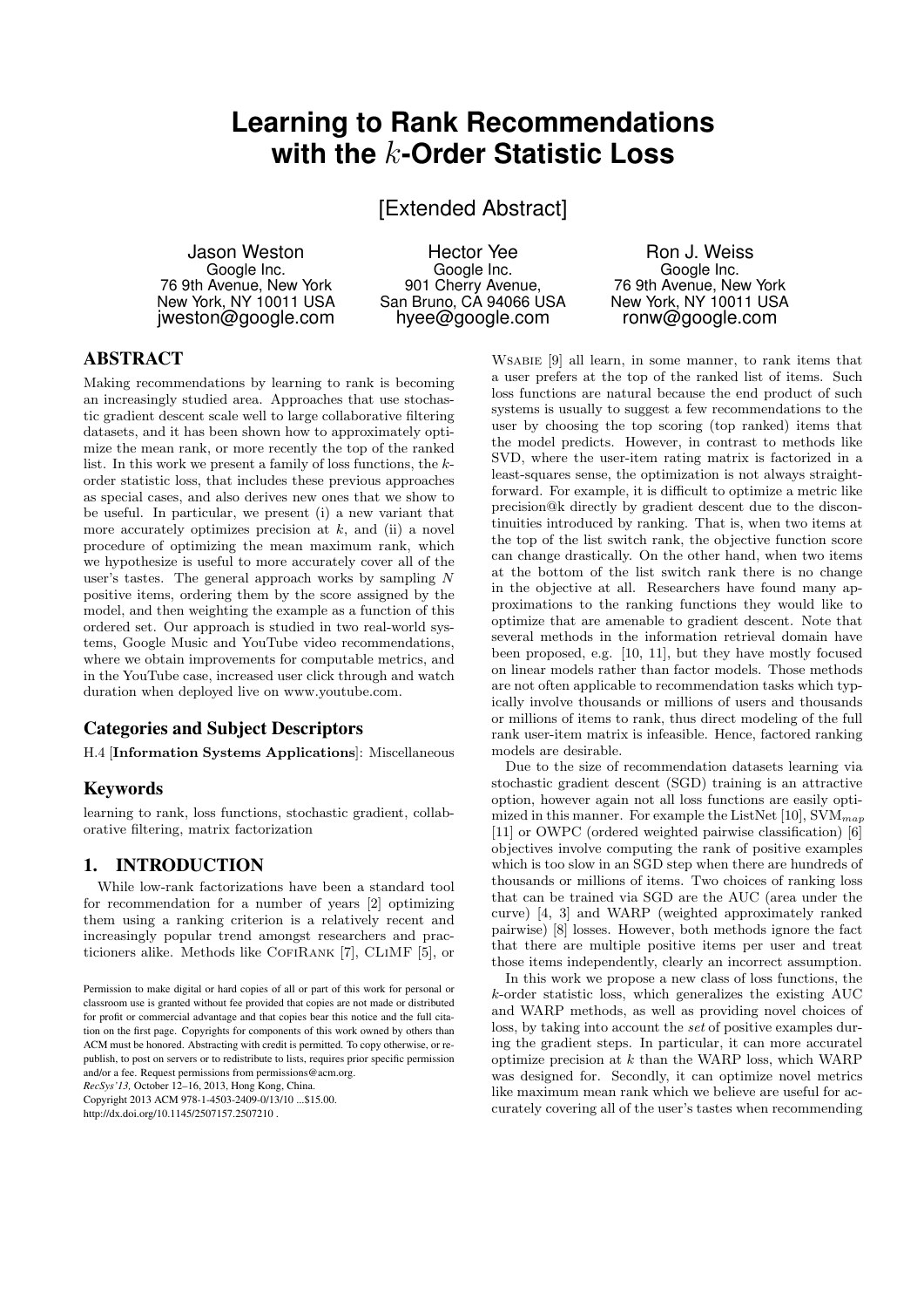# Learning to Rank Recommendations with the $k$-Order Statistic Loss

[Extended Abstract]

Jason Weston
Google Inc.
76 9th Avenue, New York
New York, NY 10011 USA
jweston@google.com

Hector Yee
Google Inc.
901 Cherry Avenue,
San Bruno, CA 94066 USA
hyee@google.com

Ron J. Weiss
Google Inc.
76 9th Avenue, New York
New York, NY 10011 USA
ronw@google.com

## ABSTRACT

Making recommendations by learning to rank is becoming an increasingly studied area. Approaches that use stochastic gradient descent scale well to large collaborative filtering datasets, and it has been shown how to approximately optimize the mean rank, or more recently the top of the ranked list. In this work we present a family of loss functions, the $k$-order statistic loss, that includes these previous approaches as special cases, and also derives new ones that we show to be useful. In particular, we present (i) a new variant that more accurately optimizes precision at $k$, and (ii) a novel procedure of optimizing the mean maximum rank, which we hypothesize is useful to more accurately cover all of the user's tastes. The general approach works by sampling $N$ positive items, ordering them by the score assigned by the model, and then weighting the example as a function of this ordered set. Our approach is studied in two real-world systems, Google Music and YouTube video recommendations, where we obtain improvements for computable metrics, and in the YouTube case, increased user click through and watch duration when deployed live on www.youtube.com.

### Categories and Subject Descriptors

H.4 [**Information Systems Applications**]: Miscellaneous

### Keywords

learning to rank, loss functions, stochastic gradient, collaborative filtering, matrix factorization

## 1. INTRODUCTION

While low-rank factorizations have been a standard tool for recommendation for a number of years [2] optimizing them using a ranking criterion is a relatively recent and increasingly popular trend amongst researchers and practicioners alike. Methods like CofiRank [7], CLiMF [5], or Wsabie [9] all learn, in some manner, to rank items that a user prefers at the top of the ranked list of items. Such loss functions are natural because the end product of such systems is usually to suggest a few recommendations to the user by choosing the top scoring (top ranked) items that the model predicts. However, in contrast to methods like SVD, where the user-item rating matrix is factorized in a least-squares sense, the optimization is not always straightforward. For example, it is difficult to optimize a metric like precision@k directly by gradient descent due to the discontinuities introduced by ranking. That is, when two items at the top of the list switch rank, the objective function score can change drastically. On the other hand, when two items at the bottom of the list switch rank there is no change in the objective at all. Researchers have found many approximations to the ranking functions they would like to optimize that are amenable to gradient descent. Note that several methods in the information retrieval domain have been proposed, e.g. [10, 11], but they have mostly focused on linear models rather than factor models. Those methods are not often applicable to recommendation tasks which typically involve thousands or millions of users and thousands or millions of items to rank, thus direct modeling of the full rank user-item matrix is infeasible. Hence, factored ranking models are desirable.

Due to the size of recommendation datasets learning via stochastic gradient descent (SGD) training is an attractive option, however again not all loss functions are easily optimized in this manner. For example the ListNet [10], SVM$_{map}$ [11] or OWPC (ordered weighted pairwise classification) [6] objectives involve computing the rank of positive examples which is too slow in an SGD step when there are hundreds of thousands or millions of items. Two choices of ranking loss that can be trained via SGD are the AUC (area under the curve) [4, 3] and WARP (weighted approximately ranked pairwise) [8] losses. However, both methods ignore the fact that there are multiple positive items per user and treat those items independently, clearly an incorrect assumption.

In this work we propose a new class of loss functions, the $k$-order statistic loss, which generalizes the existing AUC and WARP methods, as well as providing novel choices of loss, by taking into account the *set* of positive examples during the gradient steps. In particular, it can more accuratel optimize precision at $k$ than the WARP loss, which WARP was designed for. Secondly, it can optimize novel metrics like maximum mean rank which we believe are useful for accurately covering all of the user's tastes when recommending

Permission to make digital or hard copies of all or part of this work for personal or classroom use is granted without fee provided that copies are not made or distributed for profit or commercial advantage and that copies bear this notice and the full citation on the first page. Copyrights for components of this work owned by others than ACM must be honored. Abstracting with credit is permitted. To copy otherwise, or republish, to post on servers or to redistribute to lists, requires prior specific permission and/or a fee. Request permissions from permissions@acm.org.
*RecSys'13,* October 12–16, 2013, Hong Kong, China.
Copyright 2013 ACM 978-1-4503-2409-0/13/10 ...$15.00.
http://dx.doi.org/10.1145/2507157.2507210 .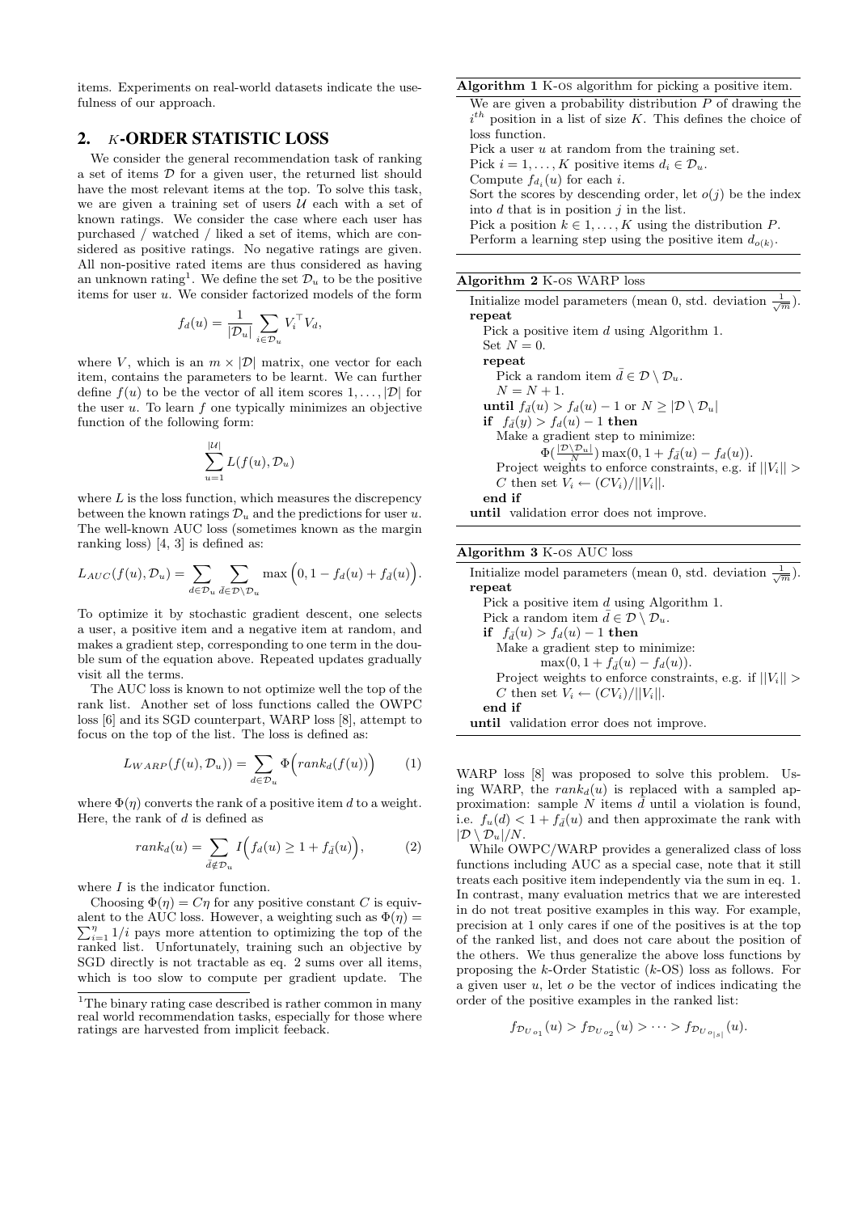items. Experiments on real-world datasets indicate the usefulness of our approach.

## 2. K-ORDER STATISTIC LOSS

We consider the general recommendation task of ranking a set of items $\mathcal{D}$ for a given user, the returned list should have the most relevant items at the top. To solve this task, we are given a training set of users $\mathcal{U}$ each with a set of known ratings. We consider the case where each user has purchased / watched / liked a set of items, which are considered as positive ratings. No negative ratings are given. All non-positive rated items are thus considered as having an unknown rating[1]. We define the set $\mathcal{D}_u$ to be the positive items for user $u$. We consider factorized models of the form

$$f_d(u) = \frac{1}{|\mathcal{D}_u|} \sum_{i \in \mathcal{D}_u} V_i^\top V_d,$$

where $V$, which is an $m \times |\mathcal{D}|$ matrix, one vector for each item, contains the parameters to be learnt. We can further define $f(u)$ to be the vector of all item scores $1, \ldots, |\mathcal{D}|$ for the user $u$. To learn $f$ one typically minimizes an objective function of the following form:

$$\sum_{u=1}^{|\mathcal{U}|} L(f(u), \mathcal{D}_u)$$

where $L$ is the loss function, which measures the discrepency between the known ratings $\mathcal{D}_u$ and the predictions for user $u$. The well-known AUC loss (sometimes known as the margin ranking loss) [4, 3] is defined as:

$$L_{AUC}(f(u), \mathcal{D}_u) = \sum_{d \in \mathcal{D}_u} \sum_{\bar{d} \in \mathcal{D} \setminus \mathcal{D}_u} \max\Big(0, 1 - f_d(u) + f_{\bar{d}}(u)\Big).$$

To optimize it by stochastic gradient descent, one selects a user, a positive item and a negative item at random, and makes a gradient step, corresponding to one term in the double sum of the equation above. Repeated updates gradually visit all the terms.

The AUC loss is known to not optimize well the top of the rank list. Another set of loss functions called the OWPC loss [6] and its SGD counterpart, WARP loss [8], attempt to focus on the top of the list. The loss is defined as:

$$L_{WARP}(f(u), \mathcal{D}_u)) = \sum_{d \in \mathcal{D}_u} \Phi\Big(rank_d(f(u))\Big) \qquad (1)$$

where $\Phi(\eta)$ converts the rank of a positive item $d$ to a weight. Here, the rank of $d$ is defined as

$$rank_d(u) = \sum_{\bar{d} \notin \mathcal{D}_u} I\Big(f_d(u) \geq 1 + f_{\bar{d}}(u)\Big), \qquad (2)$$

where $I$ is the indicator function.

Choosing $\Phi(\eta) = C\eta$ for any positive constant $C$ is equivalent to the AUC loss. However, a weighting such as $\Phi(\eta) = \sum_{i=1}^{\eta} 1/i$ pays more attention to optimizing the top of the ranked list. Unfortunately, training such an objective by SGD directly is not tractable as eq. 2 sums over all items, which is too slow to compute per gradient update. The WARP loss [8] was proposed to solve this problem. Using WARP, the $rank_d(u)$ is replaced with a sampled approximation: sample $N$ items $\bar{d}$ until a violation is found, i.e. $f_u(d) < 1 + f_{\bar{d}}(u)$ and then approximate the rank with $|\mathcal{D} \setminus \mathcal{D}_u|/N$.

While OWPC/WARP provides a generalized class of loss functions including AUC as a special case, note that it still treats each positive item independently via the sum in eq. 1. In contrast, many evaluation metrics that we are interested in do not treat positive examples in this way. For example, precision at 1 only cares if one of the positives is at the top of the ranked list, and does not care about the position of the others. We thus generalize the above loss functions by proposing the $k$-Order Statistic ($k$-OS) loss as follows. For a given user $u$, let $o$ be the vector of indices indicating the order of the positive examples in the ranked list:

$$f_{\mathcal{D}_{U_{o_1}}}(u) > f_{\mathcal{D}_{U_{o_2}}}(u) > \cdots > f_{\mathcal{D}_{U_{o_{|s|}}}}(u).$$

[1] The binary rating case described is rather common in many real world recommendation tasks, especially for those where ratings are harvested from implicit feeback.

**Algorithm 1** K-OS algorithm for picking a positive item.

We are given a probability distribution $P$ of drawing the $i^{th}$ position in a list of size $K$. This defines the choice of loss function.
Pick a user $u$ at random from the training set.
Pick $i = 1, \ldots, K$ positive items $d_i \in \mathcal{D}_u$.
Compute $f_{d_i}(u)$ for each $i$.
Sort the scores by descending order, let $o(j)$ be the index into $d$ that is in position $j$ in the list.
Pick a position $k \in 1, \ldots, K$ using the distribution $P$.
Perform a learning step using the positive item $d_{o(k)}$.

**Algorithm 2** K-OS WARP loss

Initialize model parameters (mean 0, std. deviation $\frac{1}{\sqrt{m}}$).
**repeat**
  Pick a positive item $d$ using Algorithm 1.
  Set $N = 0$.
  **repeat**
    Pick a random item $\bar{d} \in \mathcal{D} \setminus \mathcal{D}_u$.
    $N = N + 1$.
  **until** $f_{\bar{d}}(u) > f_d(u) - 1$ or $N \geq |\mathcal{D} \setminus \mathcal{D}_u|$
  **if** $f_{\bar{d}}(y) > f_d(u) - 1$ **then**
    Make a gradient step to minimize:
      $\Phi(\frac{|\mathcal{D} \setminus \mathcal{D}_u|}{N}) \max(0, 1 + f_{\bar{d}}(u) - f_d(u))$.
    Project weights to enforce constraints, e.g. if $||V_i|| > C$ then set $V_i \leftarrow (CV_i)/||V_i||$.
  **end if**
**until** validation error does not improve.

**Algorithm 3** K-OS AUC loss

Initialize model parameters (mean 0, std. deviation $\frac{1}{\sqrt{m}}$).
**repeat**
  Pick a positive item $d$ using Algorithm 1.
  Pick a random item $\bar{d} \in \mathcal{D} \setminus \mathcal{D}_u$.
  **if** $f_{\bar{d}}(u) > f_d(u) - 1$ **then**
    Make a gradient step to minimize:
      $\max(0, 1 + f_{\bar{d}}(u) - f_d(u))$.
    Project weights to enforce constraints, e.g. if $||V_i|| > C$ then set $V_i \leftarrow (CV_i)/||V_i||$.
  **end if**
**until** validation error does not improve.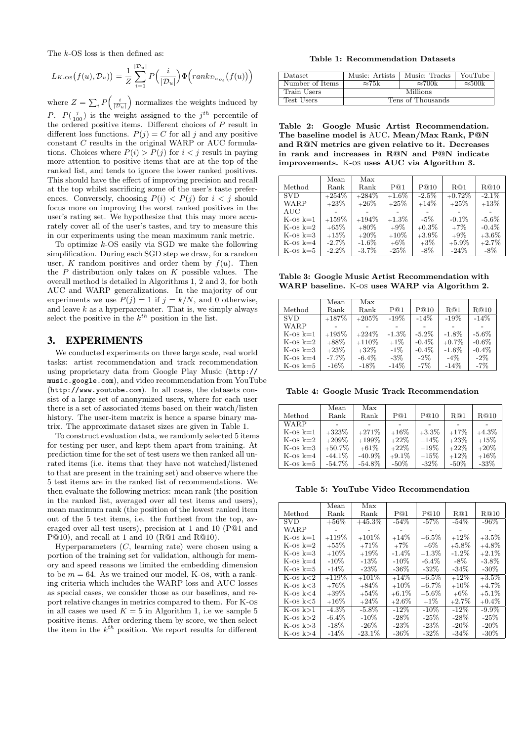The $k$-OS loss is then defined as:

$$L_{K\text{-OS}}\big(f(u), \mathcal{D}_u\big) = \frac{1}{Z} \sum_{i=1}^{|\mathcal{D}_u|} P\Big(\frac{i}{|\mathcal{D}_u|}\Big) \Phi\Big(rank_{\mathcal{D}_{u_{o_i}}}\big(f(u)\big)\Big)$$

where $Z = \sum_i P\Big(\frac{i}{|\mathcal{D}_u|}\Big)$ normalizes the weights induced by $P$. $P(\frac{j}{100})$ is the weight assigned to the $j^{th}$ percentile of the ordered positive items. Different choices of $P$ result in different loss functions. $P(j) = C$ for all $j$ and any positive constant $C$ results in the original WARP or AUC formulations. Choices where $P(i) > P(j)$ for $i < j$ result in paying more attention to positive items that are at the top of the ranked list, and tends to ignore the lower ranked positives. This should have the effect of improving precision and recall at the top whilst sacrificing some of the user's taste preferences. Conversely, choosing $P(i) < P(j)$ for $i < j$ should focus more on improving the worst ranked positives in the user's rating set. We hypothesize that this may more accurately cover all of the user's tastes, and try to measure this in our experiments using the mean maximum rank metric.

To optimize $k$-OS easily via SGD we make the following simplification. During each SGD step we draw, for a random user, $K$ random positives and order them by $f(u)$. Then the $P$ distribution only takes on $K$ possible values. The overall method is detailed in Algorithms 1, 2 and 3, for both AUC and WARP generalizations. In the majority of our experiments we use $P(j) = 1$ if $j = k/N$, and 0 otherwise, and leave $k$ as a hyperparemater. That is, we simply always select the positive in the $k^{th}$ position in the list.

## 3. EXPERIMENTS

We conducted experiments on three large scale, real world tasks: artist recommendation and track recommendation using proprietary data from Google Play Music (http://music.google.com), and video recommendation from YouTube (http://www.youtube.com). In all cases, the datasets consist of a large set of anonymized users, where for each user there is a set of associated items based on their watch/listen history. The user-item matrix is hence a sparse binary matrix. The approximate dataset sizes are given in Table 1.

To construct evaluation data, we randomly selected 5 items for testing per user, and kept them apart from training. At prediction time for the set of test users we then ranked all unrated items (i.e. items that they have not watched/listened to that are present in the training set) and observe where the 5 test items are in the ranked list of recommendations. We then evaluate the following metrics: mean rank (the position in the ranked list, averaged over all test items and users), mean maximum rank (the position of the lowest ranked item out of the 5 test items, i.e. the furthest from the top, averaged over all test users), precision at 1 and 10 (P@1 and P@10), and recall at 1 and 10 (R@1 and R@10).

Hyperparameters ($C$, learning rate) were chosen using a portion of the training set for validation, although for memory and speed reasons we limited the embedding dimension to be $m = 64$. As we trained our model, K-OS, with a ranking criteria which includes the WARP loss and AUC losses as special cases, we consider those as our baselines, and report relative changes in metrics compared to them. For K-OS in all cases we used $K = 5$ in Algorithm 1, i.e we sample 5 positive items. After ordering them by score, we then select the item in the $k^{th}$ position. We report results for different

**Table 1: Recommendation Datasets**

| Dataset | Music: Artists | Music: Tracks | YouTube |
|---|---|---|---|
| Number of Items | ≈75k | ≈700k | ≈500k |
| Train Users | Millions | | |
| Test Users | Tens of Thousands | | |

**Table 2: Google Music Artist Recommendation. The baseline model is AUC. Mean/Max Rank, P@N and R@N metrics are given relative to it. Decreases in rank and increases in R@N and P@N indicate improvements. K-OS uses AUC via Algorithm 3.**

| Method | Mean Rank | Max Rank | P@1 | P@10 | R@1 | R@10 |
|---|---|---|---|---|---|---|
| SVD | +254% | +284% | +1.6% | -2.5% | +0.72% | -2.1% |
| WARP | +23% | +26% | +25% | +14% | +25% | +13% |
| AUC | - | - | - | - | - | - |
| K-OS k=1 | +159% | +194% | +1.3% | -5% | -0.1% | -5.6% |
| K-OS k=2 | +65% | +80% | +9% | +0.3% | +7% | -0.4% |
| K-OS k=3 | +15% | +20% | +10% | +3.9% | +9% | +3.6% |
| K-OS k=4 | -2.7% | -1.6% | +6% | +3% | +5.9% | +2.7% |
| K-OS k=5 | -2.2% | -3.7% | -25% | -8% | -24% | -8% |

**Table 3: Google Music Artist Recommendation with WARP baseline. K-OS uses WARP via Algorithm 2.**

| Method | Mean Rank | Max Rank | P@1 | P@10 | R@1 | R@10 |
|---|---|---|---|---|---|---|
| SVD | +187% | +205% | -19% | -14% | -19% | -14% |
| WARP | - | - | - | - | - | - |
| K-OS k=1 | +195% | +224% | -1.3% | -5.2% | -1.8% | -5.6% |
| K-OS k=2 | +88% | +110% | +1% | -0.4% | +0.7% | -0.6% |
| K-OS k=3 | +23% | +32% | -1% | -0.4% | -1.6% | -0.4% |
| K-OS k=4 | -7.7% | -6.4% | -3% | -2% | -4% | -2% |
| K-OS k=5 | -16% | -18% | -14% | -7% | -14% | -7% |

**Table 4: Google Music Track Recommendation**

| Method | Mean Rank | Max Rank | P@1 | P@10 | R@1 | R@10 |
|---|---|---|---|---|---|---|
| WARP | - | - | - | - | - | - |
| K-OS k=1 | +323% | +271% | +16% | +3.3% | +17% | +4.3% |
| K-OS k=2 | +209% | +199% | +22% | +14% | +23% | +15% |
| K-OS k=3 | +50.7% | +61% | +22% | +19% | +22% | +20% |
| K-OS k=4 | -44.1% | -40.9% | +9.1% | +15% | +12% | +16% |
| K-OS k=5 | -54.7% | -54.8% | -50% | -32% | -50% | -33% |

**Table 5: YouTube Video Recommendation**

| Method | Mean Rank | Max Rank | P@1 | P@10 | R@1 | R@10 |
|---|---|---|---|---|---|---|
| SVD | +56% | +45.3% | -54% | -57% | -54% | -96% |
| WARP | - | - | - | - | - | - |
| K-OS k=1 | +119% | +101% | +14% | +6.5% | +12% | +3.5% |
| K-OS k=2 | +55% | +71% | +7% | +6% | +5.8% | +4.8% |
| K-OS k=3 | +10% | +19% | -1.4% | +1.3% | -1.2% | +2.1% |
| K-OS k=4 | -10% | -13% | -10% | -6.4% | -8% | -3.8% |
| K-OS k=5 | -14% | -23% | -36% | -32% | -34% | -30% |
| K-OS k<2 | +119% | +101% | +14% | +6.5% | +12% | +3.5% |
| K-OS k<3 | +76% | +84% | +10% | +6.7% | +10% | +4.7% |
| K-OS k<4 | +39% | +54% | +6.1% | +5.6% | +6% | +5.1% |
| K-OS k<5 | +16% | +24% | +2.6% | +1% | +2.7% | +0.4% |
| K-OS k>1 | -4.3% | -5.8% | -12% | -10% | -12% | -9.9% |
| K-OS k>2 | -6.4% | -10% | -28% | -25% | -28% | -25% |
| K-OS k>3 | -18% | -26% | -23% | -23% | -20% | -20% |
| K-OS k>4 | -14% | -23.1% | -36% | -32% | -34% | -30% |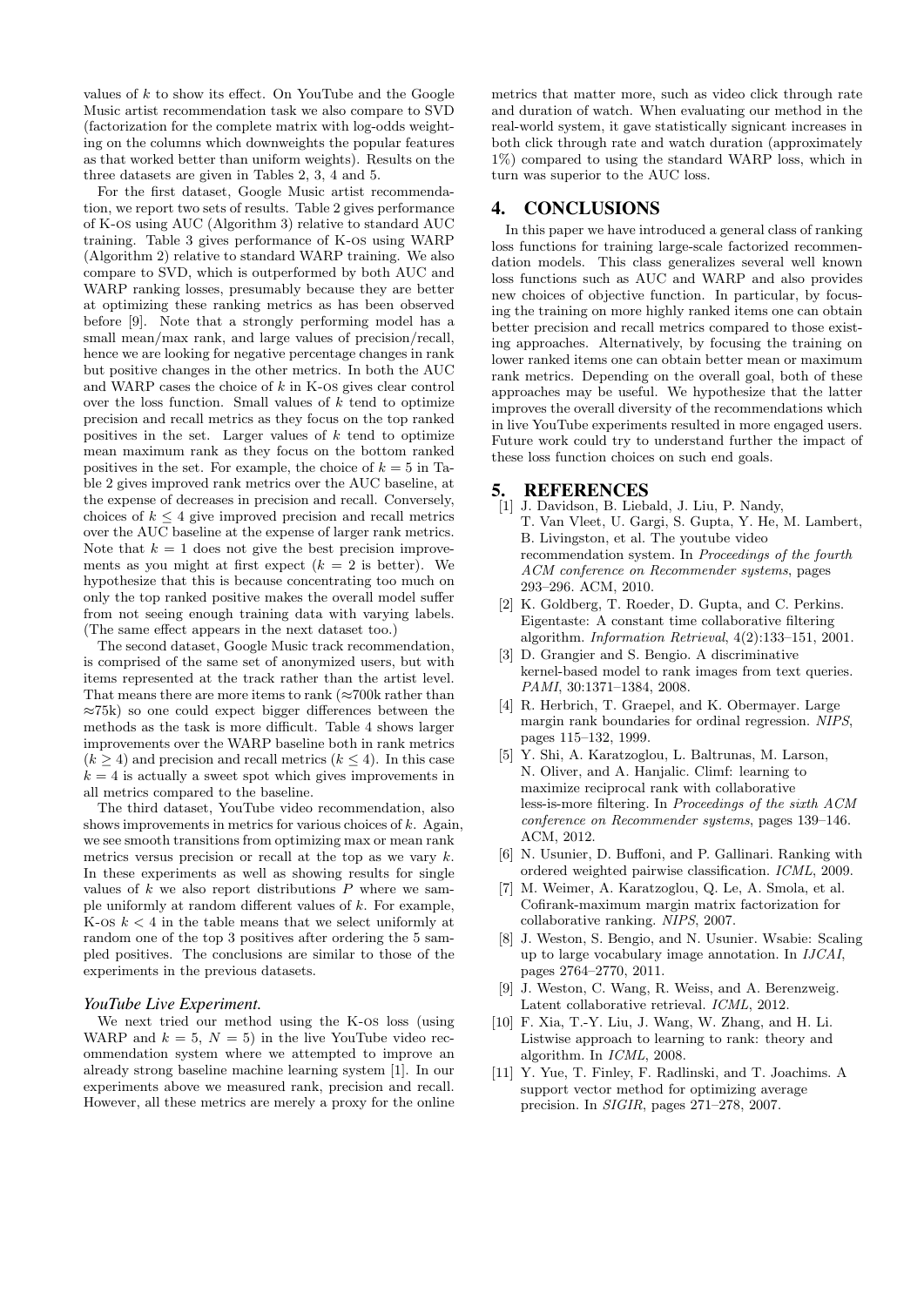values of $k$ to show its effect. On YouTube and the Google Music artist recommendation task we also compare to SVD (factorization for the complete matrix with log-odds weighting on the columns which downweights the popular features as that worked better than uniform weights). Results on the three datasets are given in Tables 2, 3, 4 and 5.

For the first dataset, Google Music artist recommendation, we report two sets of results. Table 2 gives performance of K-OS using AUC (Algorithm 3) relative to standard AUC training. Table 3 gives performance of K-OS using WARP (Algorithm 2) relative to standard WARP training. We also compare to SVD, which is outperformed by both AUC and WARP ranking losses, presumably because they are better at optimizing these ranking metrics as has been observed before [9]. Note that a strongly performing model has a small mean/max rank, and large values of precision/recall, hence we are looking for negative percentage changes in rank but positive changes in the other metrics. In both the AUC and WARP cases the choice of $k$ in K-OS gives clear control over the loss function. Small values of $k$ tend to optimize precision and recall metrics as they focus on the top ranked positives in the set. Larger values of $k$ tend to optimize mean maximum rank as they focus on the bottom ranked positives in the set. For example, the choice of $k = 5$ in Table 2 gives improved rank metrics over the AUC baseline, at the expense of decreases in precision and recall. Conversely, choices of $k \leq 4$ give improved precision and recall metrics over the AUC baseline at the expense of larger rank metrics. Note that $k = 1$ does not give the best precision improvements as you might at first expect ($k = 2$ is better). We hypothesize that this is because concentrating too much on only the top ranked positive makes the overall model suffer from not seeing enough training data with varying labels. (The same effect appears in the next dataset too.)

The second dataset, Google Music track recommendation, is comprised of the same set of anonymized users, but with items represented at the track rather than the artist level. That means there are more items to rank (≈700k rather than ≈75k) so one could expect bigger differences between the methods as the task is more difficult. Table 4 shows larger improvements over the WARP baseline both in rank metrics ($k \geq 4$) and precision and recall metrics ($k \leq 4$). In this case $k = 4$ is actually a sweet spot which gives improvements in all metrics compared to the baseline.

The third dataset, YouTube video recommendation, also shows improvements in metrics for various choices of $k$. Again, we see smooth transitions from optimizing max or mean rank metrics versus precision or recall at the top as we vary $k$. In these experiments as well as showing results for single values of $k$ we also report distributions $P$ where we sample uniformly at random different values of $k$. For example, K-OS $k < 4$ in the table means that we select uniformly at random one of the top 3 positives after ordering the 5 sampled positives. The conclusions are similar to those of the experiments in the previous datasets.

### *YouTube Live Experiment.*

We next tried our method using the K-OS loss (using WARP and $k = 5$, $N = 5$) in the live YouTube video recommendation system where we attempted to improve an already strong baseline machine learning system [1]. In our experiments above we measured rank, precision and recall. However, all these metrics are merely a proxy for the online metrics that matter more, such as video click through rate and duration of watch. When evaluating our method in the real-world system, it gave statistically signicant increases in both click through rate and watch duration (approximately 1%) compared to using the standard WARP loss, which in turn was superior to the AUC loss.

## 4. CONCLUSIONS

In this paper we have introduced a general class of ranking loss functions for training large-scale factorized recommendation models. This class generalizes several well known loss functions such as AUC and WARP and also provides new choices of objective function. In particular, by focusing the training on more highly ranked items one can obtain better precision and recall metrics compared to those existing approaches. Alternatively, by focusing the training on lower ranked items one can obtain better mean or maximum rank metrics. Depending on the overall goal, both of these approaches may be useful. We hypothesize that the latter improves the overall diversity of the recommendations which in live YouTube experiments resulted in more engaged users. Future work could try to understand further the impact of these loss function choices on such end goals.

## 5. REFERENCES

[1] J. Davidson, B. Liebald, J. Liu, P. Nandy, T. Van Vleet, U. Gargi, S. Gupta, Y. He, M. Lambert, B. Livingston, et al. The youtube video recommendation system. In *Proceedings of the fourth ACM conference on Recommender systems*, pages 293–296. ACM, 2010.

[2] K. Goldberg, T. Roeder, D. Gupta, and C. Perkins. Eigentaste: A constant time collaborative filtering algorithm. *Information Retrieval*, 4(2):133–151, 2001.

[3] D. Grangier and S. Bengio. A discriminative kernel-based model to rank images from text queries. *PAMI*, 30:1371–1384, 2008.

[4] R. Herbrich, T. Graepel, and K. Obermayer. Large margin rank boundaries for ordinal regression. *NIPS*, pages 115–132, 1999.

[5] Y. Shi, A. Karatzoglou, L. Baltrunas, M. Larson, N. Oliver, and A. Hanjalic. Climf: learning to maximize reciprocal rank with collaborative less-is-more filtering. In *Proceedings of the sixth ACM conference on Recommender systems*, pages 139–146. ACM, 2012.

[6] N. Usunier, D. Buffoni, and P. Gallinari. Ranking with ordered weighted pairwise classification. *ICML*, 2009.

[7] M. Weimer, A. Karatzoglou, Q. Le, A. Smola, et al. Cofirank-maximum margin matrix factorization for collaborative ranking. *NIPS*, 2007.

[8] J. Weston, S. Bengio, and N. Usunier. Wsabie: Scaling up to large vocabulary image annotation. In *IJCAI*, pages 2764–2770, 2011.

[9] J. Weston, C. Wang, R. Weiss, and A. Berenzweig. Latent collaborative retrieval. *ICML*, 2012.

[10] F. Xia, T.-Y. Liu, J. Wang, W. Zhang, and H. Li. Listwise approach to learning to rank: theory and algorithm. In *ICML*, 2008.

[11] Y. Yue, T. Finley, F. Radlinski, and T. Joachims. A support vector method for optimizing average precision. In *SIGIR*, pages 271–278, 2007.